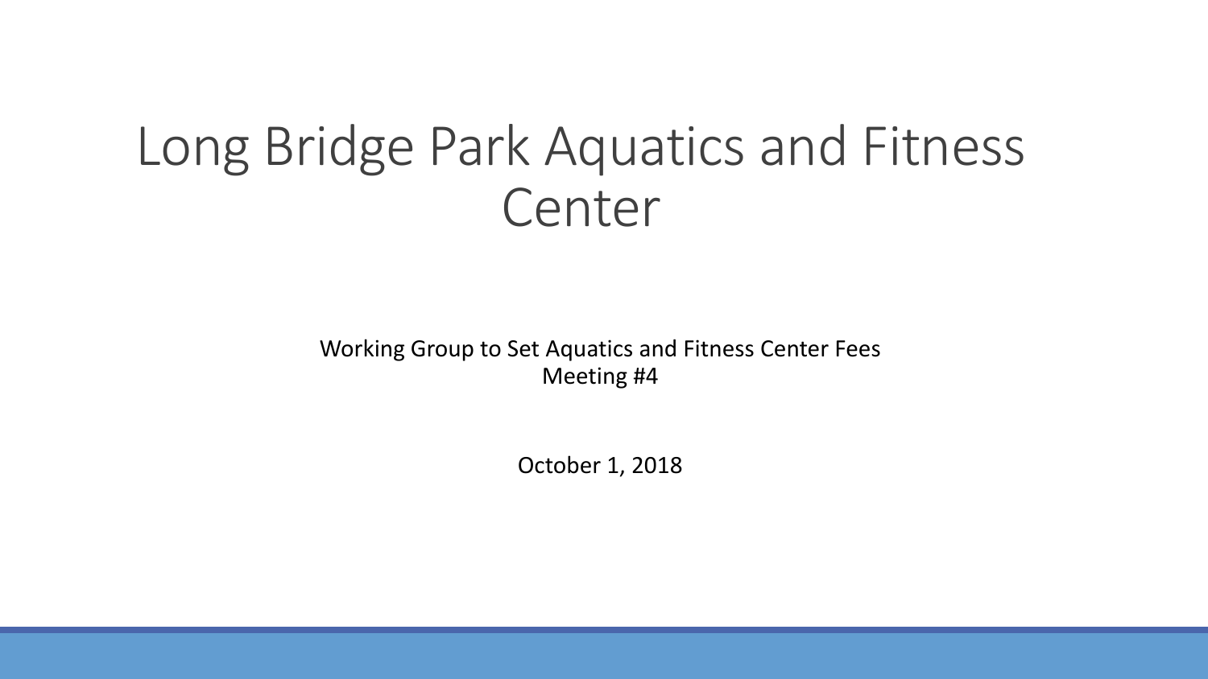# Long Bridge Park Aquatics and Fitness Center

Working Group to Set Aquatics and Fitness Center Fees
Meeting #4

October 1, 2018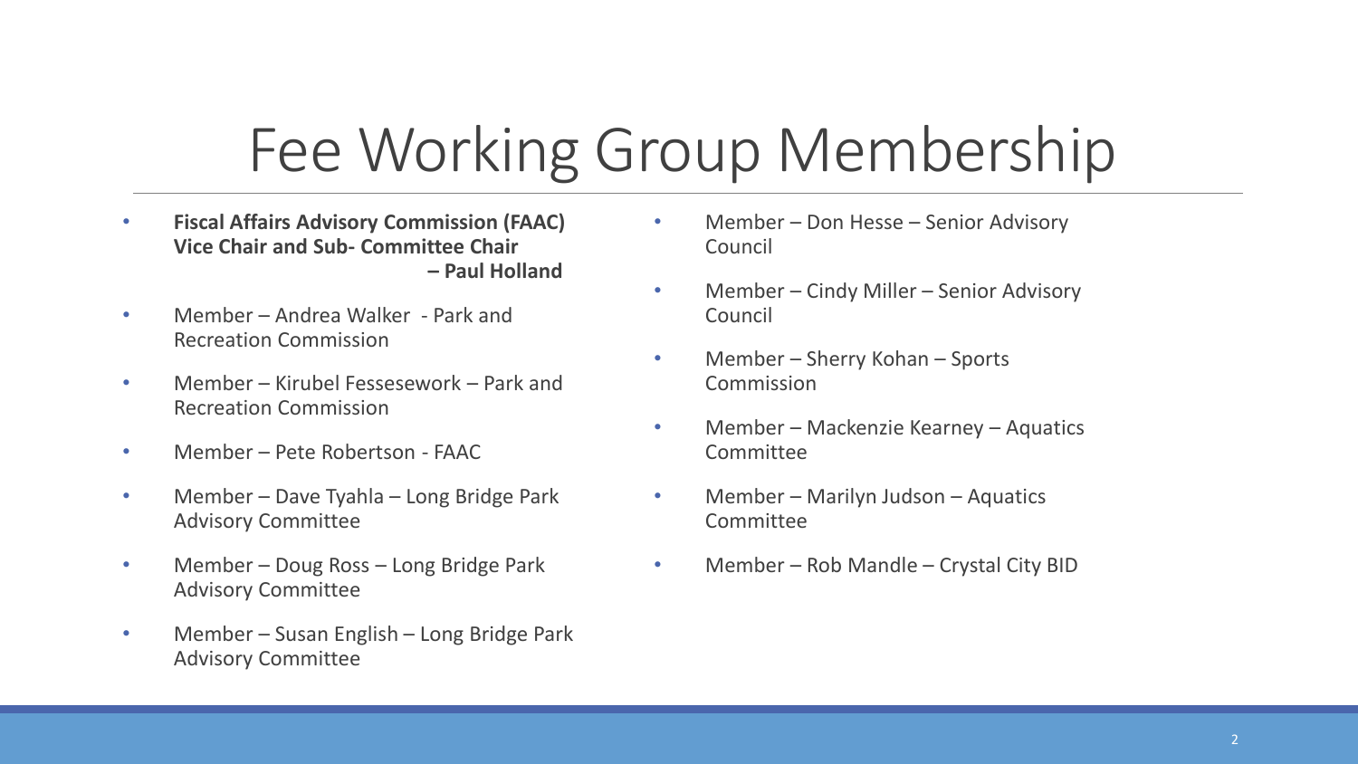# Fee Working Group Membership

- **Fiscal Affairs Advisory Commission (FAAC) Vice Chair and Sub- Committee Chair – Paul Holland**
- Member – Andrea Walker - Park and Recreation Commission
- Member – Kirubel Fessesework – Park and Recreation Commission
- Member – Pete Robertson - FAAC
- Member – Dave Tyahla – Long Bridge Park Advisory Committee
- Member – Doug Ross – Long Bridge Park Advisory Committee
- Member – Susan English – Long Bridge Park Advisory Committee
- Member – Don Hesse – Senior Advisory Council
- Member – Cindy Miller – Senior Advisory Council
- Member – Sherry Kohan – Sports Commission
- Member – Mackenzie Kearney – Aquatics Committee
- Member – Marilyn Judson – Aquatics Committee
- Member – Rob Mandle – Crystal City BID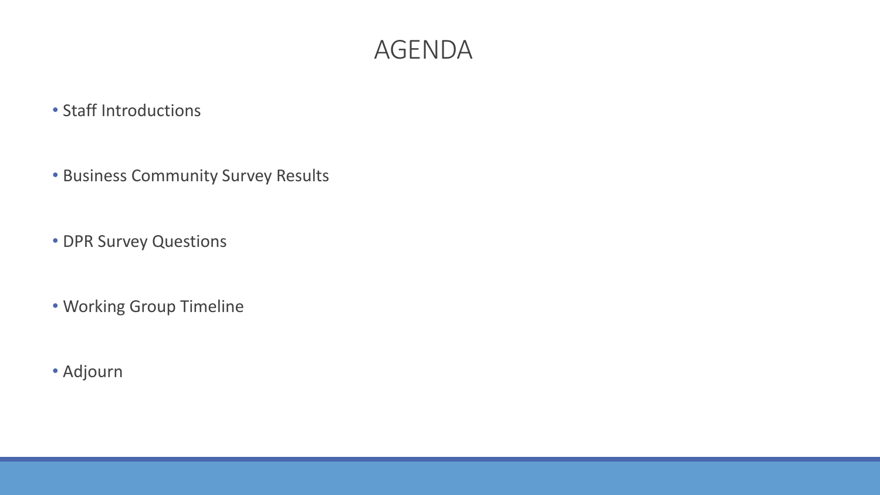# AGENDA

- Staff Introductions
- Business Community Survey Results
- DPR Survey Questions
- Working Group Timeline
- Adjourn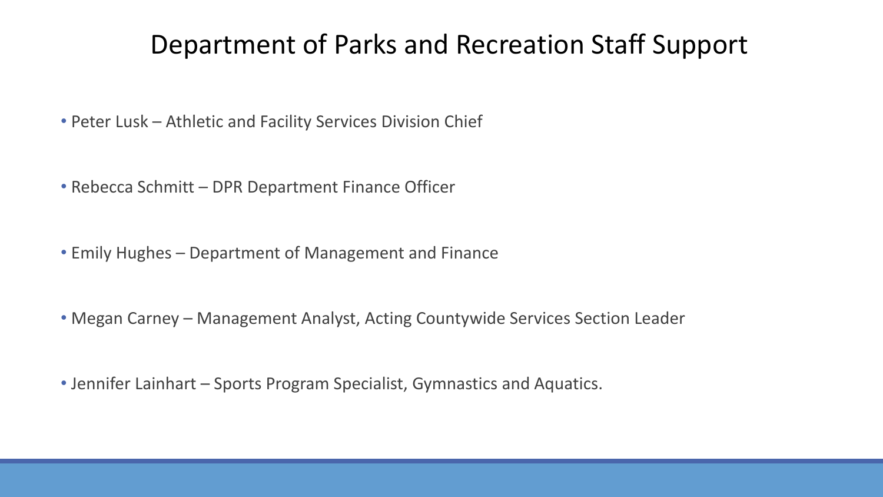# Department of Parks and Recreation Staff Support

- Peter Lusk – Athletic and Facility Services Division Chief
- Rebecca Schmitt – DPR Department Finance Officer
- Emily Hughes – Department of Management and Finance
- Megan Carney – Management Analyst, Acting Countywide Services Section Leader
- Jennifer Lainhart – Sports Program Specialist, Gymnastics and Aquatics.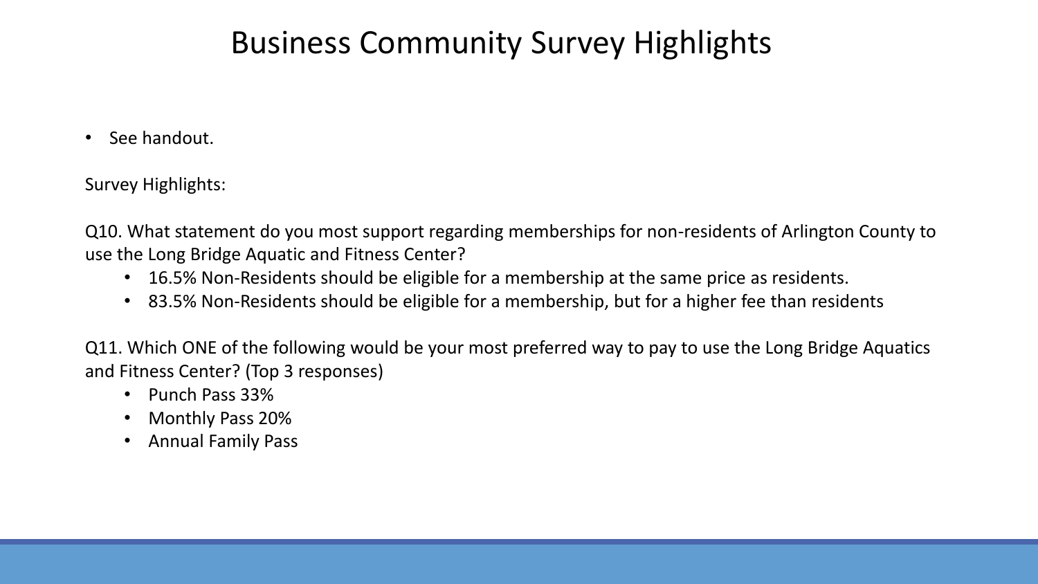# Business Community Survey Highlights

- See handout.

Survey Highlights:

Q10. What statement do you most support regarding memberships for non-residents of Arlington County to use the Long Bridge Aquatic and Fitness Center?

- 16.5% Non-Residents should be eligible for a membership at the same price as residents.
- 83.5% Non-Residents should be eligible for a membership, but for a higher fee than residents

Q11. Which ONE of the following would be your most preferred way to pay to use the Long Bridge Aquatics and Fitness Center? (Top 3 responses)

- Punch Pass 33%
- Monthly Pass 20%
- Annual Family Pass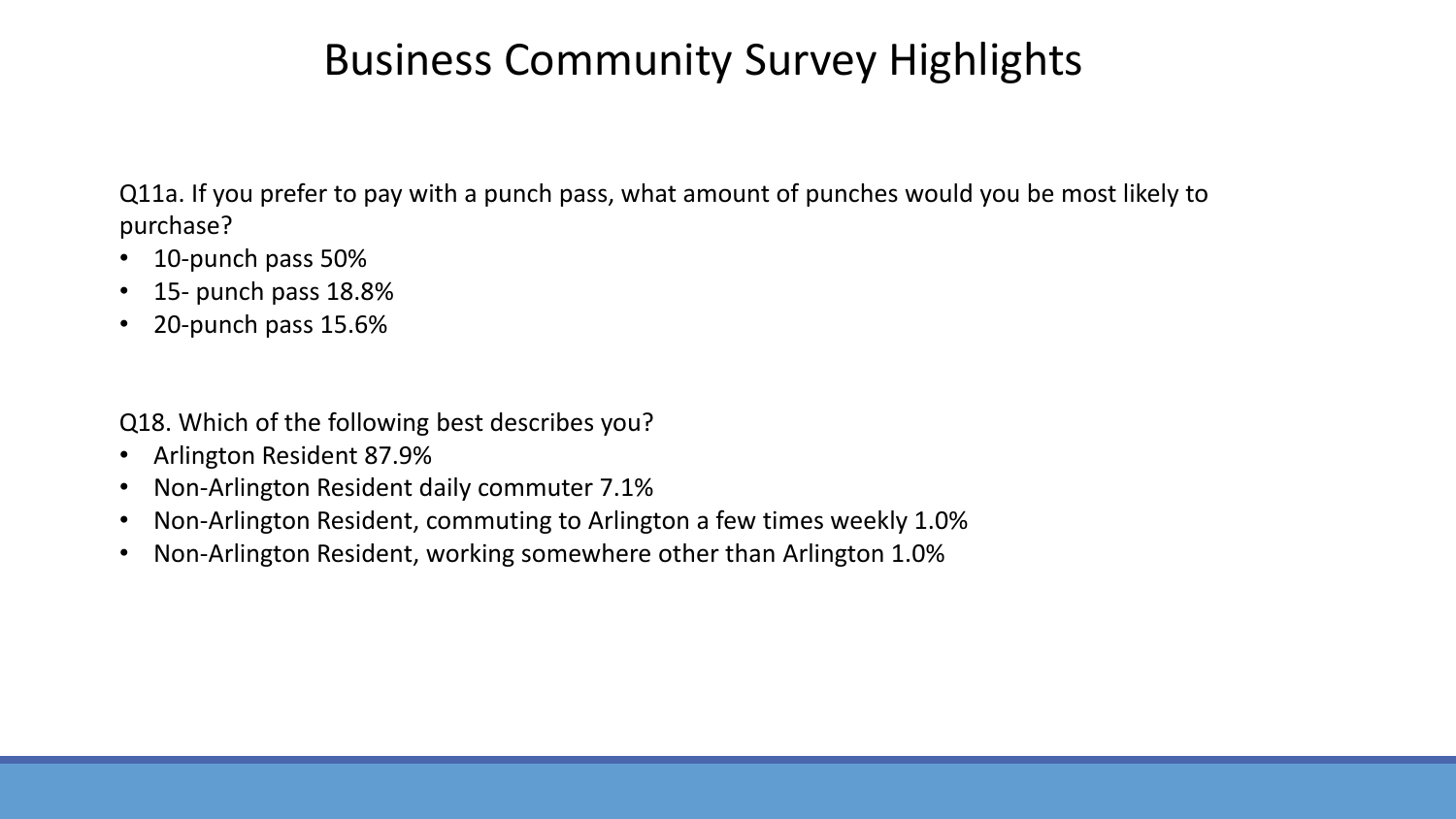# Business Community Survey Highlights

Q11a. If you prefer to pay with a punch pass, what amount of punches would you be most likely to purchase?

- 10-punch pass 50%
- 15- punch pass 18.8%
- 20-punch pass 15.6%

Q18. Which of the following best describes you?

- Arlington Resident 87.9%
- Non-Arlington Resident daily commuter 7.1%
- Non-Arlington Resident, commuting to Arlington a few times weekly 1.0%
- Non-Arlington Resident, working somewhere other than Arlington 1.0%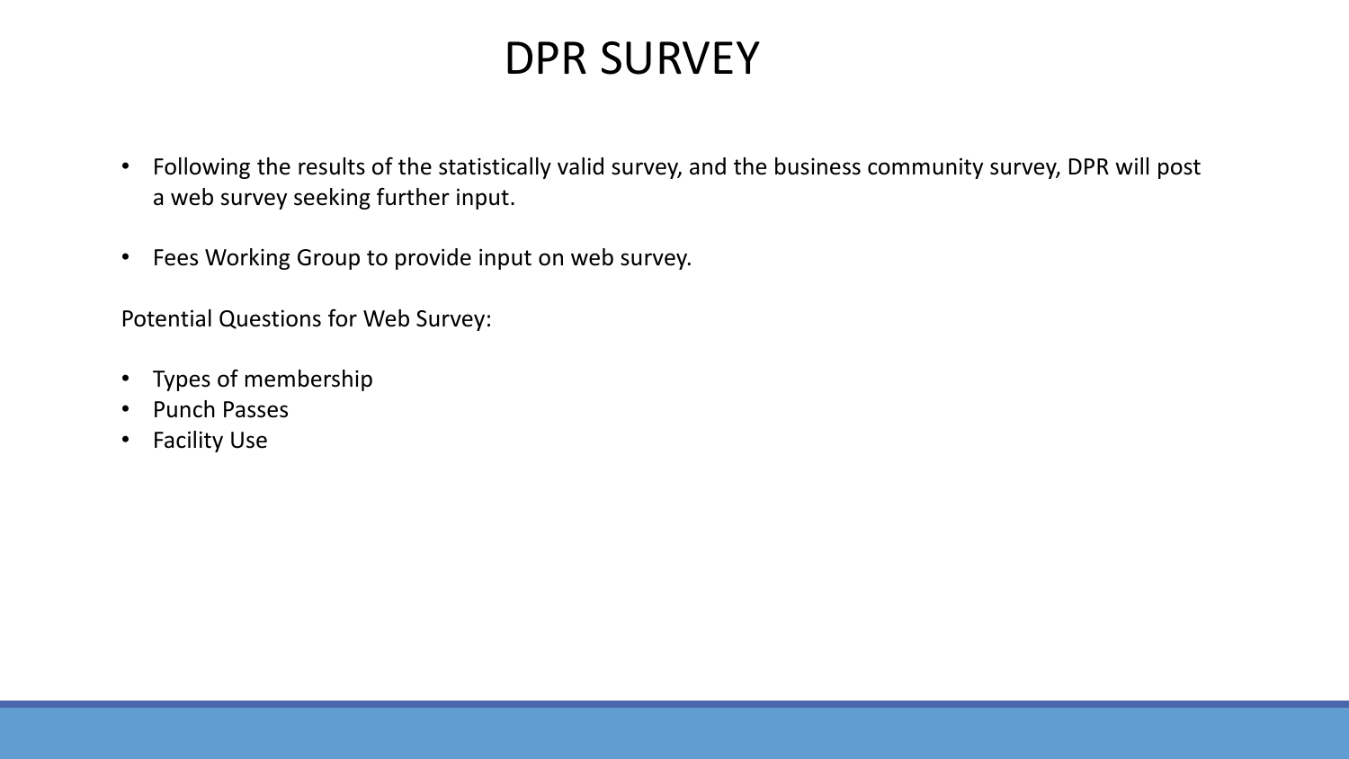# DPR SURVEY

- Following the results of the statistically valid survey, and the business community survey, DPR will post a web survey seeking further input.
- Fees Working Group to provide input on web survey.

Potential Questions for Web Survey:

- Types of membership
- Punch Passes
- Facility Use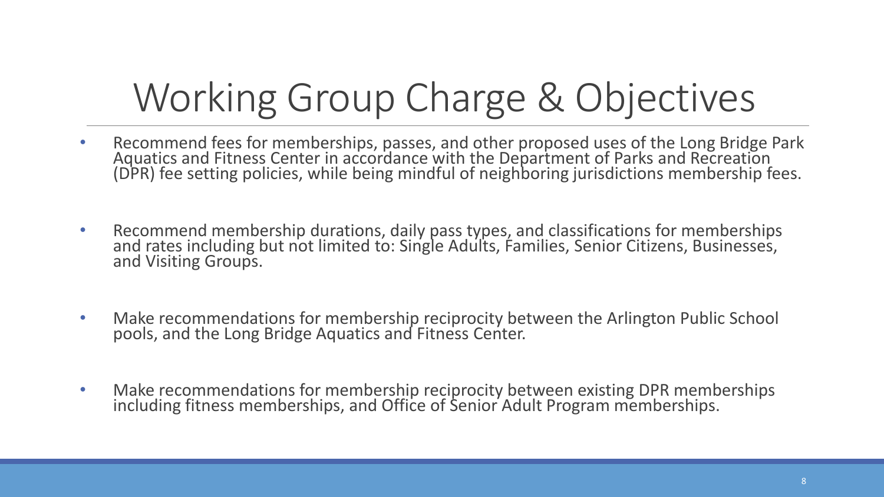# Working Group Charge & Objectives

- Recommend fees for memberships, passes, and other proposed uses of the Long Bridge Park Aquatics and Fitness Center in accordance with the Department of Parks and Recreation (DPR) fee setting policies, while being mindful of neighboring jurisdictions membership fees.
- Recommend membership durations, daily pass types, and classifications for memberships and rates including but not limited to: Single Adults, Families, Senior Citizens, Businesses, and Visiting Groups.
- Make recommendations for membership reciprocity between the Arlington Public School pools, and the Long Bridge Aquatics and Fitness Center.
- Make recommendations for membership reciprocity between existing DPR memberships including fitness memberships, and Office of Senior Adult Program memberships.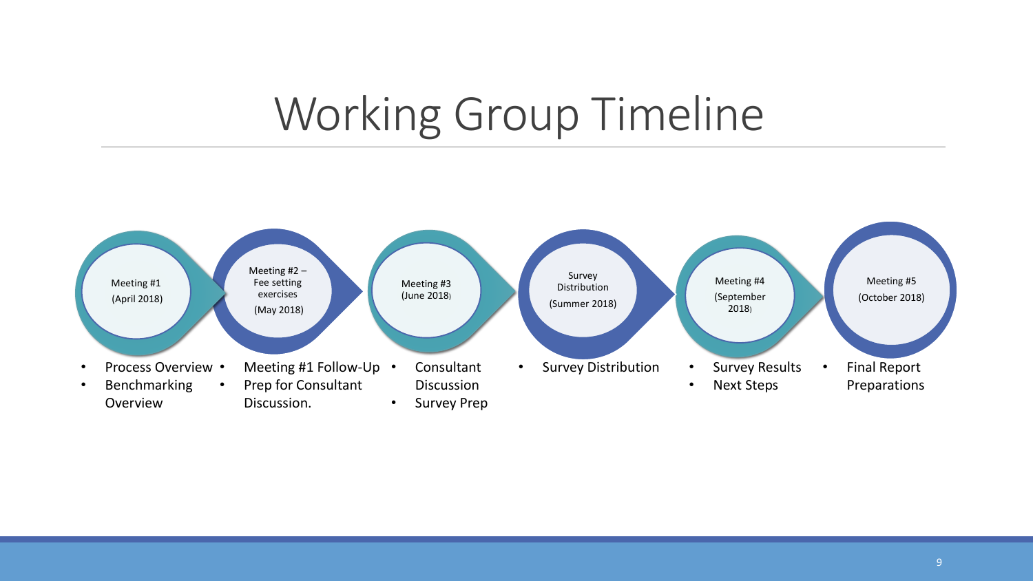# Working Group Timeline

**Meeting #1 (April 2018)**
- Process Overview
- Benchmarking Overview

**Meeting #2 – Fee setting exercises (May 2018)**
- Meeting #1 Follow-Up
- Prep for Consultant Discussion.

**Meeting #3 (June 2018)**
- Consultant Discussion
- Survey Prep

**Survey Distribution (Summer 2018)**
- Survey Distribution

**Meeting #4 (September 2018)**
- Survey Results
- Next Steps

**Meeting #5 (October 2018)**
- Final Report Preparations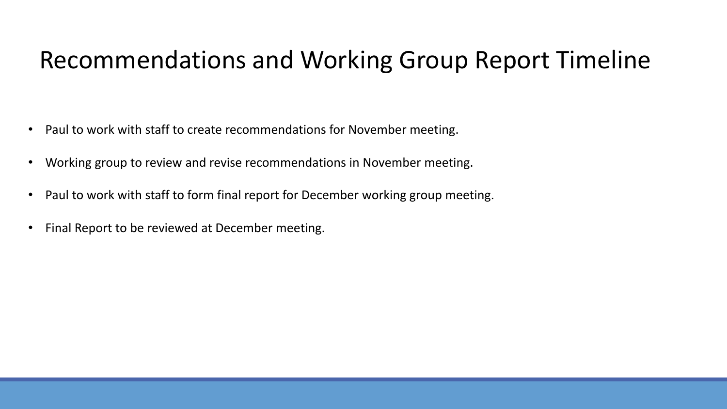# Recommendations and Working Group Report Timeline

- Paul to work with staff to create recommendations for November meeting.
- Working group to review and revise recommendations in November meeting.
- Paul to work with staff to form final report for December working group meeting.
- Final Report to be reviewed at December meeting.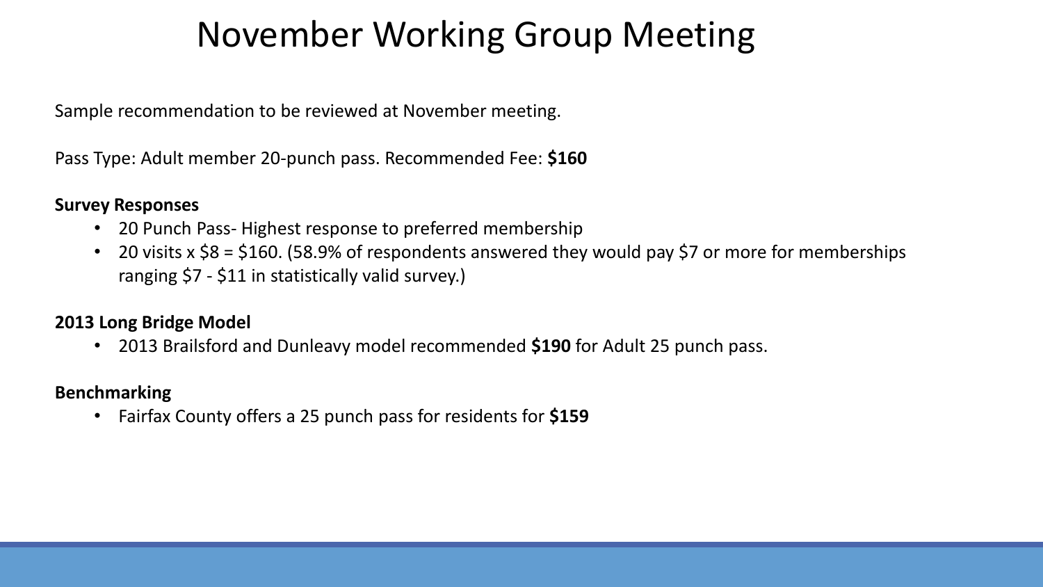# November Working Group Meeting

Sample recommendation to be reviewed at November meeting.

Pass Type: Adult member 20-punch pass. Recommended Fee: **$160**

**Survey Responses**

- 20 Punch Pass- Highest response to preferred membership
- 20 visits x $8 = $160. (58.9% of respondents answered they would pay $7 or more for memberships ranging $7 - $11 in statistically valid survey.)

**2013 Long Bridge Model**

- 2013 Brailsford and Dunleavy model recommended **$190** for Adult 25 punch pass.

**Benchmarking**

- Fairfax County offers a 25 punch pass for residents for **$159**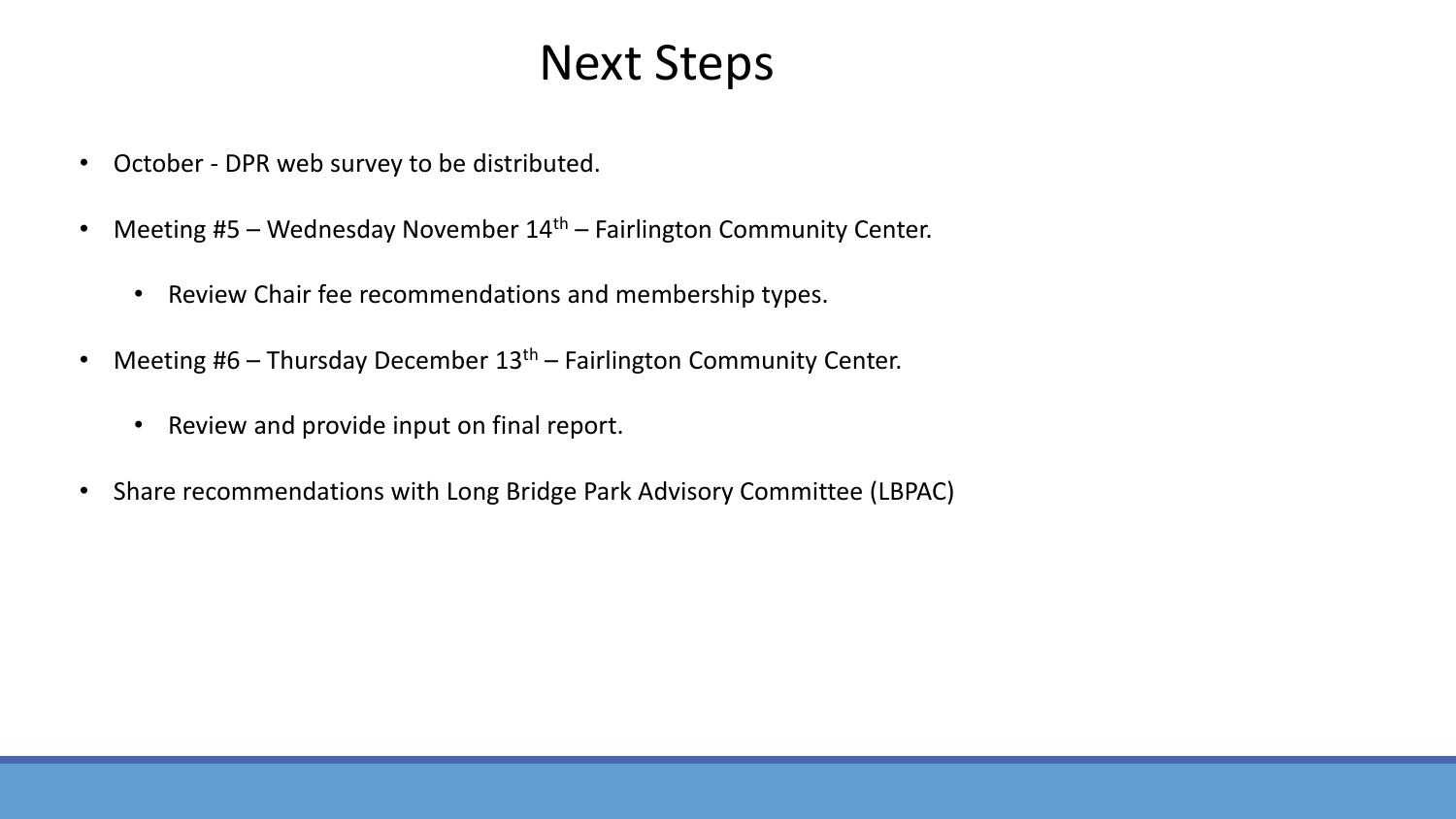# Next Steps

- October - DPR web survey to be distributed.
- Meeting #5 – Wednesday November 14th – Fairlington Community Center.
  - Review Chair fee recommendations and membership types.
- Meeting #6 – Thursday December 13th – Fairlington Community Center.
  - Review and provide input on final report.
- Share recommendations with Long Bridge Park Advisory Committee (LBPAC)